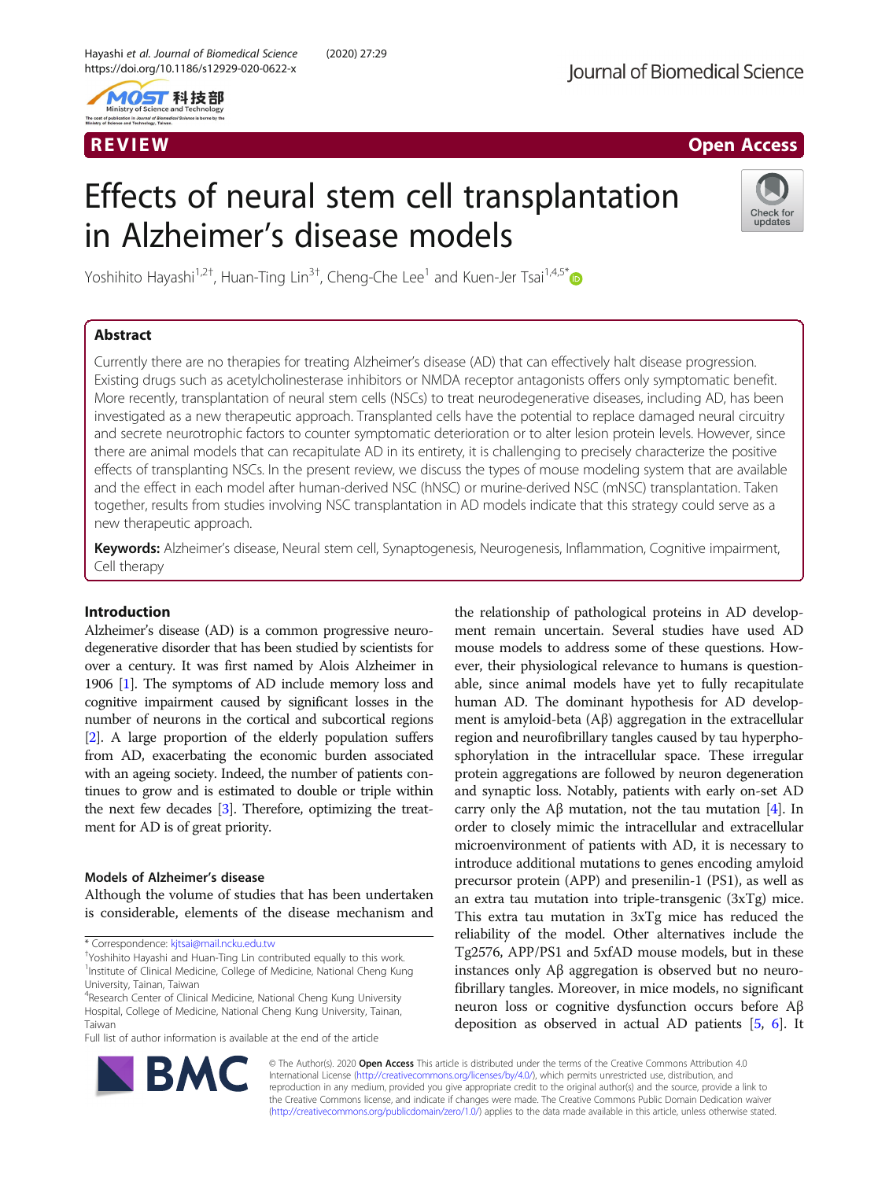REVIEW

Open Access

# Effects of neural stem cell transplantation in Alzheimer's disease models

Yoshihito Hayashi[1,2†], Huan-Ting Lin[3†], Cheng-Che Lee[1] and Kuen-Jer Tsai[1,4,5*]

## Abstract

Currently there are no therapies for treating Alzheimer's disease (AD) that can effectively halt disease progression. Existing drugs such as acetylcholinesterase inhibitors or NMDA receptor antagonists offers only symptomatic benefit. More recently, transplantation of neural stem cells (NSCs) to treat neurodegenerative diseases, including AD, has been investigated as a new therapeutic approach. Transplanted cells have the potential to replace damaged neural circuitry and secrete neurotrophic factors to counter symptomatic deterioration or to alter lesion protein levels. However, since there are animal models that can recapitulate AD in its entirety, it is challenging to precisely characterize the positive effects of transplanting NSCs. In the present review, we discuss the types of mouse modeling system that are available and the effect in each model after human-derived NSC (hNSC) or murine-derived NSC (mNSC) transplantation. Taken together, results from studies involving NSC transplantation in AD models indicate that this strategy could serve as a new therapeutic approach.

**Keywords:** Alzheimer's disease, Neural stem cell, Synaptogenesis, Neurogenesis, Inflammation, Cognitive impairment, Cell therapy

## Introduction

Alzheimer's disease (AD) is a common progressive neurodegenerative disorder that has been studied by scientists for over a century. It was first named by Alois Alzheimer in 1906 [1]. The symptoms of AD include memory loss and cognitive impairment caused by significant losses in the number of neurons in the cortical and subcortical regions [2]. A large proportion of the elderly population suffers from AD, exacerbating the economic burden associated with an ageing society. Indeed, the number of patients continues to grow and is estimated to double or triple within the next few decades [3]. Therefore, optimizing the treatment for AD is of great priority.

### Models of Alzheimer's disease

Although the volume of studies that has been undertaken is considerable, elements of the disease mechanism and the relationship of pathological proteins in AD development remain uncertain. Several studies have used AD mouse models to address some of these questions. However, their physiological relevance to humans is questionable, since animal models have yet to fully recapitulate human AD. The dominant hypothesis for AD development is amyloid-beta (Aβ) aggregation in the extracellular region and neurofibrillary tangles caused by tau hyperphosphorylation in the intracellular space. These irregular protein aggregations are followed by neuron degeneration and synaptic loss. Notably, patients with early on-set AD carry only the Aβ mutation, not the tau mutation [4]. In order to closely mimic the intracellular and extracellular microenvironment of patients with AD, it is necessary to introduce additional mutations to genes encoding amyloid precursor protein (APP) and presenilin-1 (PS1), as well as an extra tau mutation into triple-transgenic (3xTg) mice. This extra tau mutation in 3xTg mice has reduced the reliability of the model. Other alternatives include the Tg2576, APP/PS1 and 5xfAD mouse models, but in these instances only Aβ aggregation is observed but no neurofibrillary tangles. Moreover, in mice models, no significant neuron loss or cognitive dysfunction occurs before Aβ deposition as observed in actual AD patients [5, 6]. It

---

* Correspondence: kjtsai@mail.ncku.edu.tw

†Yoshihito Hayashi and Huan-Ting Lin contributed equally to this work.

[1]Institute of Clinical Medicine, College of Medicine, National Cheng Kung University, Tainan, Taiwan

[4]Research Center of Clinical Medicine, National Cheng Kung University Hospital, College of Medicine, National Cheng Kung University, Tainan, Taiwan

Full list of author information is available at the end of the article

© The Author(s). 2020 **Open Access** This article is distributed under the terms of the Creative Commons Attribution 4.0 International License (http://creativecommons.org/licenses/by/4.0/), which permits unrestricted use, distribution, and reproduction in any medium, provided you give appropriate credit to the original author(s) and the source, provide a link to the Creative Commons license, and indicate if changes were made. The Creative Commons Public Domain Dedication waiver (http://creativecommons.org/publicdomain/zero/1.0/) applies to the data made available in this article, unless otherwise stated.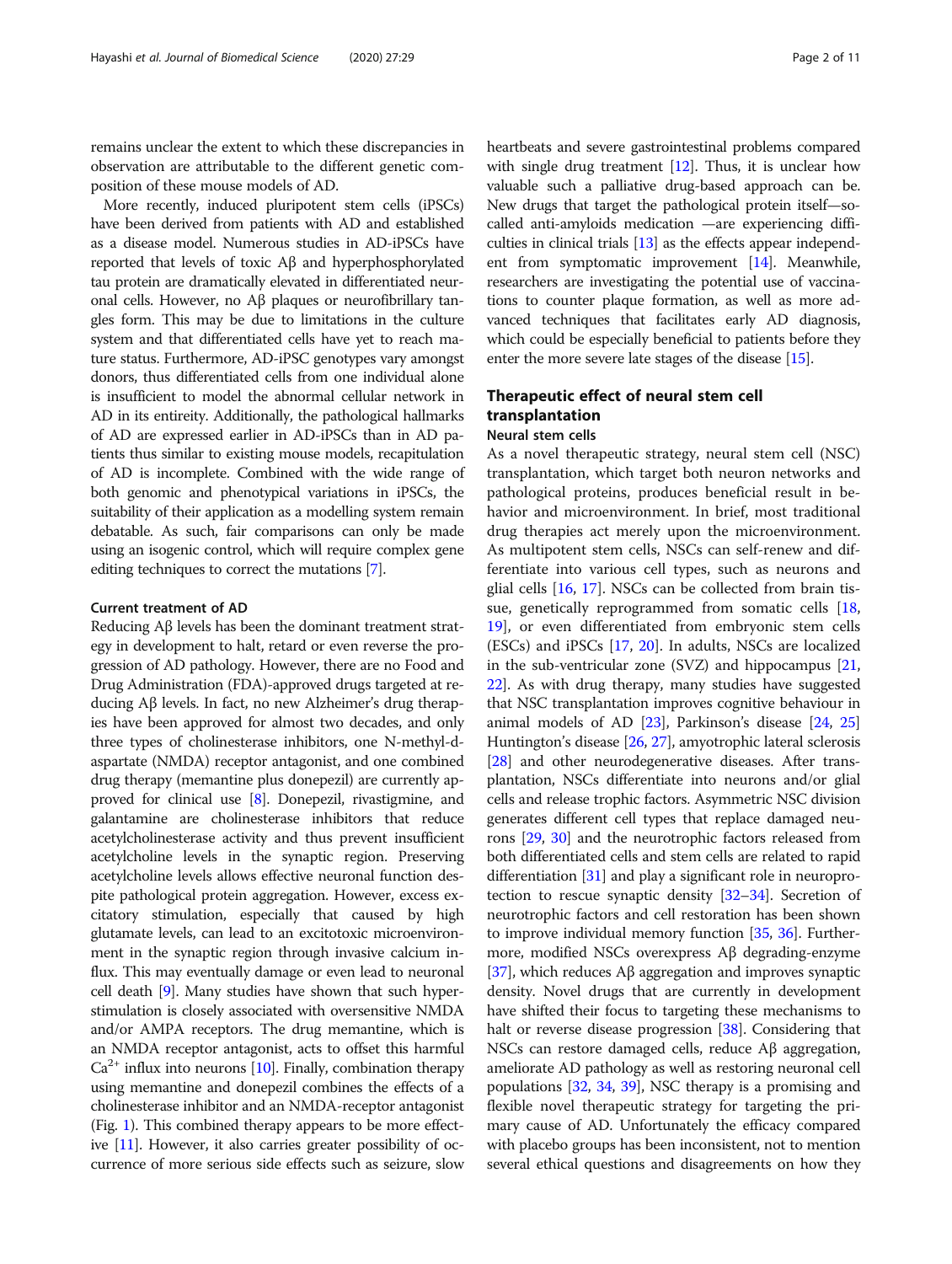remains unclear the extent to which these discrepancies in observation are attributable to the different genetic composition of these mouse models of AD.

More recently, induced pluripotent stem cells (iPSCs) have been derived from patients with AD and established as a disease model. Numerous studies in AD-iPSCs have reported that levels of toxic Aβ and hyperphosphorylated tau protein are dramatically elevated in differentiated neuronal cells. However, no Aβ plaques or neurofibrillary tangles form. This may be due to limitations in the culture system and that differentiated cells have yet to reach mature status. Furthermore, AD-iPSC genotypes vary amongst donors, thus differentiated cells from one individual alone is insufficient to model the abnormal cellular network in AD in its entireity. Additionally, the pathological hallmarks of AD are expressed earlier in AD-iPSCs than in AD patients thus similar to existing mouse models, recapitulation of AD is incomplete. Combined with the wide range of both genomic and phenotypical variations in iPSCs, the suitability of their application as a modelling system remain debatable. As such, fair comparisons can only be made using an isogenic control, which will require complex gene editing techniques to correct the mutations [7].

### Current treatment of AD

Reducing Aβ levels has been the dominant treatment strategy in development to halt, retard or even reverse the progression of AD pathology. However, there are no Food and Drug Administration (FDA)-approved drugs targeted at reducing Aβ levels. In fact, no new Alzheimer's drug therapies have been approved for almost two decades, and only three types of cholinesterase inhibitors, one N-methyl-d-aspartate (NMDA) receptor antagonist, and one combined drug therapy (memantine plus donepezil) are currently approved for clinical use [8]. Donepezil, rivastigmine, and galantamine are cholinesterase inhibitors that reduce acetylcholinesterase activity and thus prevent insufficient acetylcholine levels in the synaptic region. Preserving acetylcholine levels allows effective neuronal function despite pathological protein aggregation. However, excess excitatory stimulation, especially that caused by high glutamate levels, can lead to an excitotoxic microenvironment in the synaptic region through invasive calcium influx. This may eventually damage or even lead to neuronal cell death [9]. Many studies have shown that such hyperstimulation is closely associated with oversensitive NMDA and/or AMPA receptors. The drug memantine, which is an NMDA receptor antagonist, acts to offset this harmful $Ca^{2+}$ influx into neurons [10]. Finally, combination therapy using memantine and donepezil combines the effects of a cholinesterase inhibitor and an NMDA-receptor antagonist (Fig. 1). This combined therapy appears to be more effective [11]. However, it also carries greater possibility of occurrence of more serious side effects such as seizure, slow heartbeats and severe gastrointestinal problems compared with single drug treatment [12]. Thus, it is unclear how valuable such a palliative drug-based approach can be. New drugs that target the pathological protein itself—so-called anti-amyloids medication —are experiencing difficulties in clinical trials [13] as the effects appear independent from symptomatic improvement [14]. Meanwhile, researchers are investigating the potential use of vaccinations to counter plaque formation, as well as more advanced techniques that facilitates early AD diagnosis, which could be especially beneficial to patients before they enter the more severe late stages of the disease [15].

## Therapeutic effect of neural stem cell transplantation

### Neural stem cells

As a novel therapeutic strategy, neural stem cell (NSC) transplantation, which target both neuron networks and pathological proteins, produces beneficial result in behavior and microenvironment. In brief, most traditional drug therapies act merely upon the microenvironment. As multipotent stem cells, NSCs can self-renew and differentiate into various cell types, such as neurons and glial cells [16, 17]. NSCs can be collected from brain tissue, genetically reprogrammed from somatic cells [18, 19], or even differentiated from embryonic stem cells (ESCs) and iPSCs [17, 20]. In adults, NSCs are localized in the sub-ventricular zone (SVZ) and hippocampus [21, 22]. As with drug therapy, many studies have suggested that NSC transplantation improves cognitive behaviour in animal models of AD [23], Parkinson's disease [24, 25] Huntington's disease [26, 27], amyotrophic lateral sclerosis [28] and other neurodegenerative diseases. After transplantation, NSCs differentiate into neurons and/or glial cells and release trophic factors. Asymmetric NSC division generates different cell types that replace damaged neurons [29, 30] and the neurotrophic factors released from both differentiated cells and stem cells are related to rapid differentiation [31] and play a significant role in neuroprotection to rescue synaptic density [32–34]. Secretion of neurotrophic factors and cell restoration has been shown to improve individual memory function [35, 36]. Furthermore, modified NSCs overexpress Aβ degrading-enzyme [37], which reduces Aβ aggregation and improves synaptic density. Novel drugs that are currently in development have shifted their focus to targeting these mechanisms to halt or reverse disease progression [38]. Considering that NSCs can restore damaged cells, reduce Aβ aggregation, ameliorate AD pathology as well as restoring neuronal cell populations [32, 34, 39], NSC therapy is a promising and flexible novel therapeutic strategy for targeting the primary cause of AD. Unfortunately the efficacy compared with placebo groups has been inconsistent, not to mention several ethical questions and disagreements on how they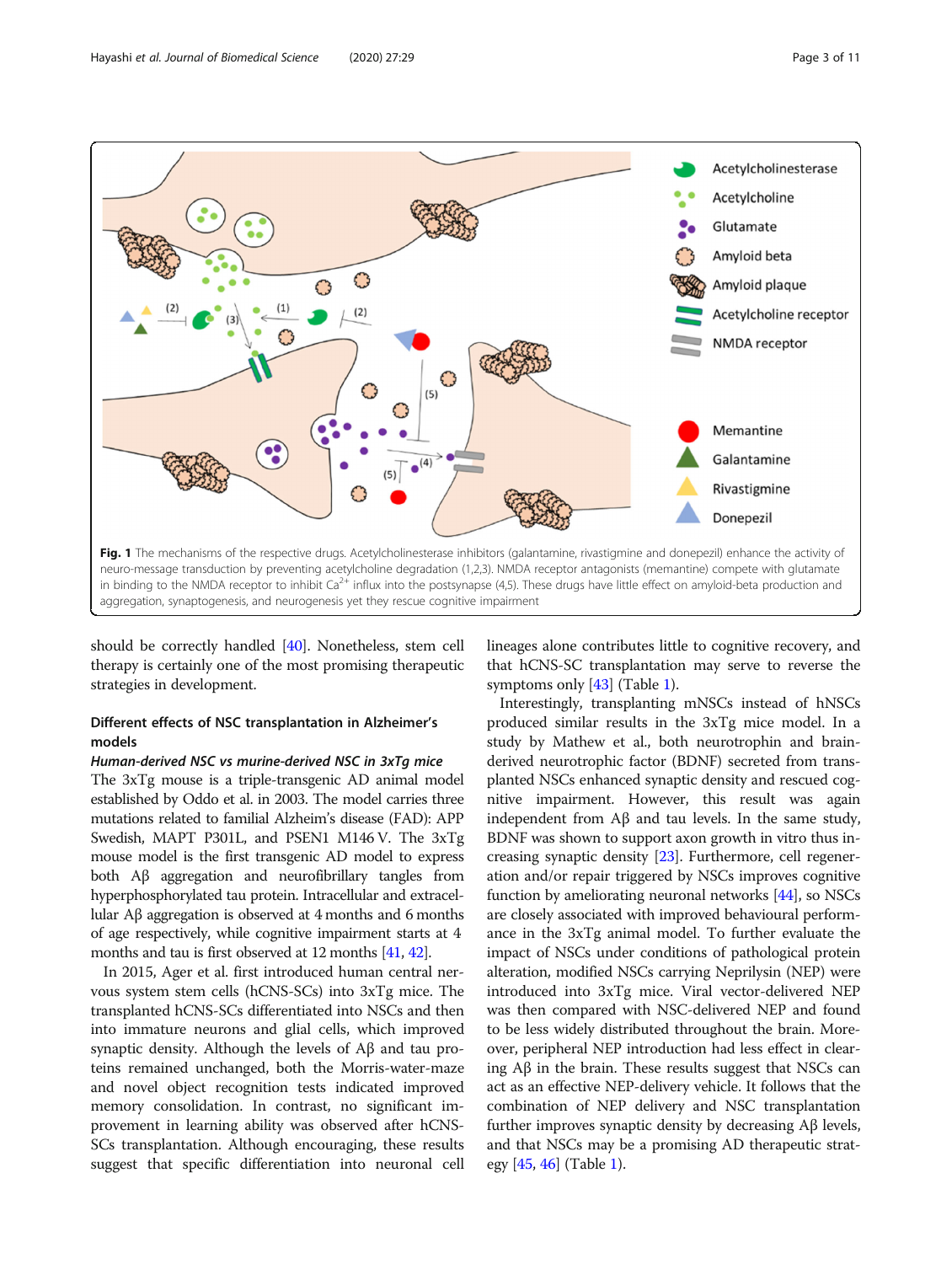**Fig. 1** The mechanisms of the respective drugs. Acetylcholinesterase inhibitors (galantamine, rivastigmine and donepezil) enhance the activity of neuro-message transduction by preventing acetylcholine degradation (1,2,3). NMDA receptor antagonists (memantine) compete with glutamate in binding to the NMDA receptor to inhibit $Ca^{2+}$ influx into the postsynapse (4,5). These drugs have little effect on amyloid-beta production and aggregation, synaptogenesis, and neurogenesis yet they rescue cognitive impairment

should be correctly handled [40]. Nonetheless, stem cell therapy is certainly one of the most promising therapeutic strategies in development.

### Different effects of NSC transplantation in Alzheimer's models

#### *Human-derived NSC vs murine-derived NSC in 3xTg mice*

The 3xTg mouse is a triple-transgenic AD animal model established by Oddo et al. in 2003. The model carries three mutations related to familial Alzheim's disease (FAD): APP Swedish, MAPT P301L, and PSEN1 M146 V. The 3xTg mouse model is the first transgenic AD model to express both Aβ aggregation and neurofibrillary tangles from hyperphosphorylated tau protein. Intracellular and extracellular Aβ aggregation is observed at 4 months and 6 months of age respectively, while cognitive impairment starts at 4 months and tau is first observed at 12 months [41, 42].

In 2015, Ager et al. first introduced human central nervous system stem cells (hCNS-SCs) into 3xTg mice. The transplanted hCNS-SCs differentiated into NSCs and then into immature neurons and glial cells, which improved synaptic density. Although the levels of Aβ and tau proteins remained unchanged, both the Morris-water-maze and novel object recognition tests indicated improved memory consolidation. In contrast, no significant improvement in learning ability was observed after hCNS-SCs transplantation. Although encouraging, these results suggest that specific differentiation into neuronal cell lineages alone contributes little to cognitive recovery, and that hCNS-SC transplantation may serve to reverse the symptoms only [43] (Table 1).

Interestingly, transplanting mNSCs instead of hNSCs produced similar results in the 3xTg mice model. In a study by Mathew et al., both neurotrophin and brain-derived neurotrophic factor (BDNF) secreted from transplanted NSCs enhanced synaptic density and rescued cognitive impairment. However, this result was again independent from Aβ and tau levels. In the same study, BDNF was shown to support axon growth in vitro thus increasing synaptic density [23]. Furthermore, cell regeneration and/or repair triggered by NSCs improves cognitive function by ameliorating neuronal networks [44], so NSCs are closely associated with improved behavioural performance in the 3xTg animal model. To further evaluate the impact of NSCs under conditions of pathological protein alteration, modified NSCs carrying Neprilysin (NEP) were introduced into 3xTg mice. Viral vector-delivered NEP was then compared with NSC-delivered NEP and found to be less widely distributed throughout the brain. Moreover, peripheral NEP introduction had less effect in clearing Aβ in the brain. These results suggest that NSCs can act as an effective NEP-delivery vehicle. It follows that the combination of NEP delivery and NSC transplantation further improves synaptic density by decreasing Aβ levels, and that NSCs may be a promising AD therapeutic strategy [45, 46] (Table 1).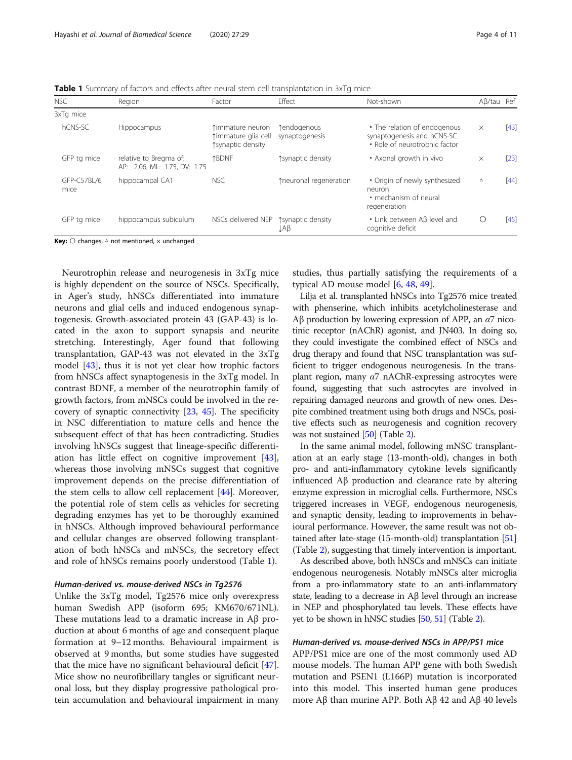**Table 1** Summary of factors and effects after neural stem cell transplantation in 3xTg mice

| NSC | Region | Factor | Effect | Not-shown | Aβ/tau | Ref |
| --- | --- | --- | --- | --- | --- | --- |
| 3xTg mice | | | | | | |
| hCNS-SC | Hippocampus | ↑immature neuron ↑immature glia cell ↑synaptic density | ↑endogenous synaptogenesis | • The relation of endogenous synaptogenesis and hCNS-SC • Role of neurotrophic factor | × | [43] |
| GFP tg mice | relative to Bregma of: AP:_ 2.06, ML:_1.75, DV:_1.75 | ↑BDNF | ↑synaptic density | • Axonal growth in vivo | × | [23] |
| GFP-C57BL/6 mice | hippocampal CA1 | NSC | ↑neuronal regeneration | • Origin of newly synthesized neuron • mechanism of neural regeneration | △ | [44] |
| GFP tg mice | hippocampus subiculum | NSCs delivered NEP | ↑synaptic density ↓Aβ | • Link between Aβ level and cognitive deficit | ○ | [45] |

**Key:** ○ changes, △ not mentioned, × unchanged

Neurotrophin release and neurogenesis in 3xTg mice is highly dependent on the source of NSCs. Specifically, in Ager's study, hNSCs differentiated into immature neurons and glial cells and induced endogenous synaptogenesis. Growth-associated protein 43 (GAP-43) is located in the axon to support synapsis and neurite stretching. Interestingly, Ager found that following transplantation, GAP-43 was not elevated in the 3xTg model [43], thus it is not yet clear how trophic factors from hNSCs affect synaptogenesis in the 3xTg model. In contrast BDNF, a member of the neurotrophin family of growth factors, from mNSCs could be involved in the recovery of synaptic connectivity [23, 45]. The specificity in NSC differentiation to mature cells and hence the subsequent effect of that has been contradicting. Studies involving hNSCs suggest that lineage-specific differentiation has little effect on cognitive improvement [43], whereas those involving mNSCs suggest that cognitive improvement depends on the precise differentiation of the stem cells to allow cell replacement [44]. Moreover, the potential role of stem cells as vehicles for secreting degrading enzymes has yet to be thoroughly examined in hNSCs. Although improved behavioural performance and cellular changes are observed following transplantation of both hNSCs and mNSCs, the secretory effect and role of hNSCs remains poorly understood (Table 1).

#### *Human-derived vs. mouse-derived NSCs in Tg2576*

Unlike the 3xTg model, Tg2576 mice only overexpress human Swedish APP (isoform 695; KM670/671NL). These mutations lead to a dramatic increase in Aβ production at about 6 months of age and consequent plaque formation at 9–12 months. Behavioural impairment is observed at 9 months, but some studies have suggested that the mice have no significant behavioural deficit [47]. Mice show no neurofibrillary tangles or significant neuronal loss, but they display progressive pathological protein accumulation and behavioural impairment in many studies, thus partially satisfying the requirements of a typical AD mouse model [6, 48, 49].

Lilja et al. transplanted hNSCs into Tg2576 mice treated with phenserine, which inhibits acetylcholinesterase and Aβ production by lowering expression of APP, an $\alpha$7 nicotinic receptor (nAChR) agonist, and JN403. In doing so, they could investigate the combined effect of NSCs and drug therapy and found that NSC transplantation was sufficient to trigger endogenous neurogenesis. In the transplant region, many $\alpha$7 nAChR-expressing astrocytes were found, suggesting that such astrocytes are involved in repairing damaged neurons and growth of new ones. Despite combined treatment using both drugs and NSCs, positive effects such as neurogenesis and cognition recovery was not sustained [50] (Table 2).

In the same animal model, following mNSC transplantation at an early stage (13-month-old), changes in both pro- and anti-inflammatory cytokine levels significantly influenced Aβ production and clearance rate by altering enzyme expression in microglial cells. Furthermore, NSCs triggered increases in VEGF, endogenous neurogenesis, and synaptic density, leading to improvements in behavioural performance. However, the same result was not obtained after late-stage (15-month-old) transplantation [51] (Table 2), suggesting that timely intervention is important.

As described above, both hNSCs and mNSCs can initiate endogenous neurogenesis. Notably mNSCs alter microglia from a pro-inflammatory state to an anti-inflammatory state, leading to a decrease in Aβ level through an increase in NEP and phosphorylated tau levels. These effects have yet to be shown in hNSC studies [50, 51] (Table 2).

#### *Human-derived vs. mouse-derived NSCs in APP/PS1 mice*

APP/PS1 mice are one of the most commonly used AD mouse models. The human APP gene with both Swedish mutation and PSEN1 (L166P) mutation is incorporated into this model. This inserted human gene produces more Aβ than murine APP. Both Aβ 42 and Aβ 40 levels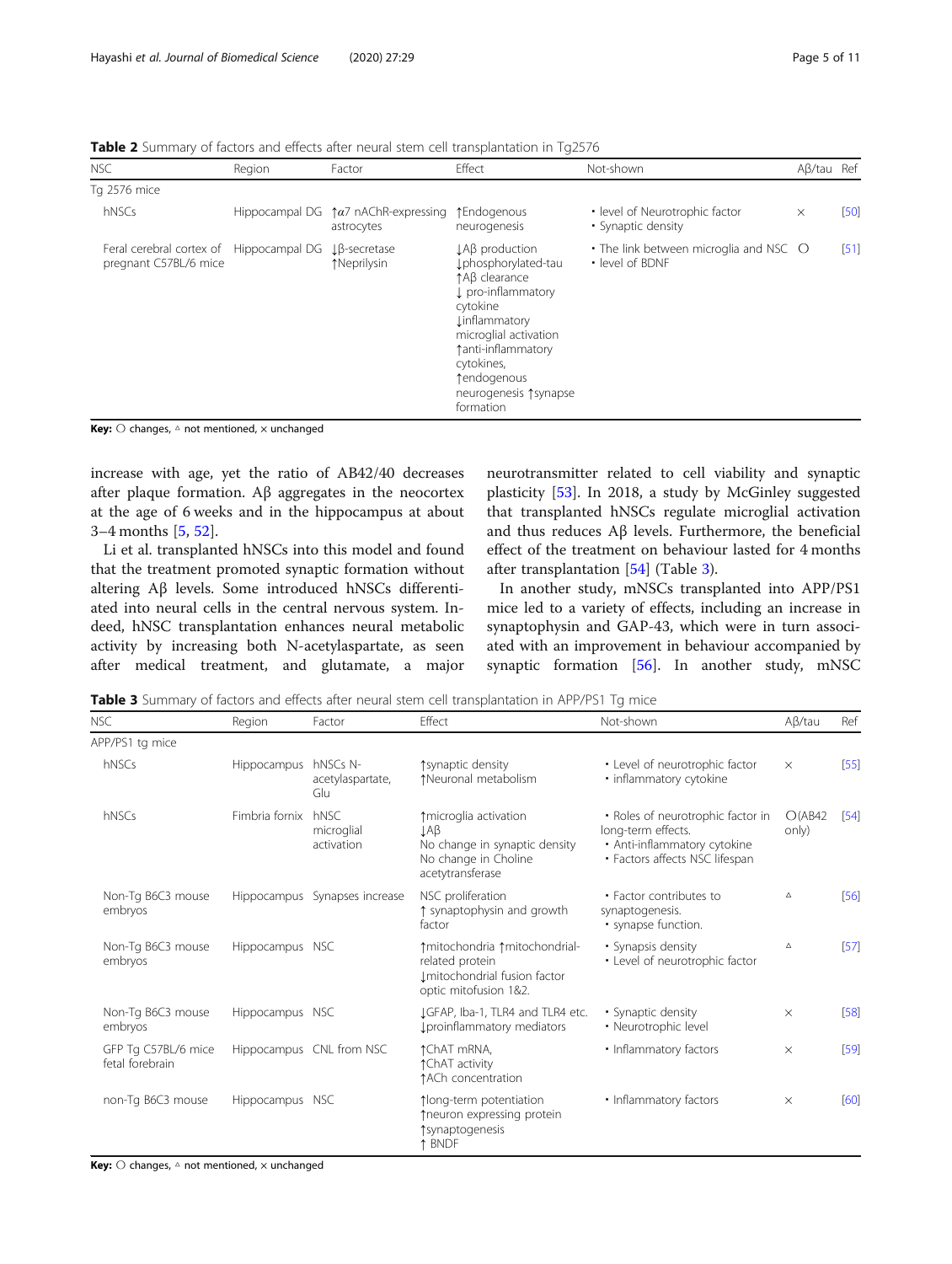**Table 2** Summary of factors and effects after neural stem cell transplantation in Tg2576

| NSC | Region | Factor | Effect | Not-shown | Aβ/tau | Ref |
|---|---|---|---|---|---|---|
| Tg 2576 mice | | | | | | |
| hNSCs | Hippocampal DG | ↑α7 nAChR-expressing astrocytes | ↑Endogenous neurogenesis | • level of Neurotrophic factor<br>• Synaptic density | × | [50] |
| Feral cerebral cortex of pregnant C57BL/6 mice | Hippocampal DG | ↓β-secretase<br>↑Neprilysin | ↓Aβ production<br>↓phosphorylated-tau<br>↑Aβ clearance<br>↓ pro-inflammatory cytokine<br>↓inflammatory microglial activation<br>↑anti-inflammatory cytokines,<br>↑endogenous neurogenesis ↑synapse formation | • The link between microglia and NSC<br>• level of BDNF | ○ | [51] |

**Key:** ○ changes, ▵ not mentioned, × unchanged

increase with age, yet the ratio of AB42/40 decreases after plaque formation. Aβ aggregates in the neocortex at the age of 6 weeks and in the hippocampus at about 3–4 months [5, 52].

Li et al. transplanted hNSCs into this model and found that the treatment promoted synaptic formation without altering Aβ levels. Some introduced hNSCs differentiated into neural cells in the central nervous system. Indeed, hNSC transplantation enhances neural metabolic activity by increasing both N-acetylaspartate, as seen after medical treatment, and glutamate, a major neurotransmitter related to cell viability and synaptic plasticity [53]. In 2018, a study by McGinley suggested that transplanted hNSCs regulate microglial activation and thus reduces Aβ levels. Furthermore, the beneficial effect of the treatment on behaviour lasted for 4 months after transplantation [54] (Table 3).

In another study, mNSCs transplanted into APP/PS1 mice led to a variety of effects, including an increase in synaptophysin and GAP-43, which were in turn associated with an improvement in behaviour accompanied by synaptic formation [56]. In another study, mNSC

**Table 3** Summary of factors and effects after neural stem cell transplantation in APP/PS1 Tg mice

| NSC | Region | Factor | Effect | Not-shown | Aβ/tau | Ref |
|---|---|---|---|---|---|---|
| APP/PS1 tg mice | | | | | | |
| hNSCs | Hippocampus | hNSCs N-acetylaspartate, Glu | ↑synaptic density<br>↑Neuronal metabolism | • Level of neurotrophic factor<br>• inflammatory cytokine | × | [55] |
| hNSCs | Fimbria fornix | hNSC microglial activation | ↑microglia activation<br>↓Aβ<br>No change in synaptic density<br>No change in Choline acetyltransferase | • Roles of neurotrophic factor in long-term effects.<br>• Anti-inflammatory cytokine<br>• Factors affects NSC lifespan | ○(AB42 only) | [54] |
| Non-Tg B6C3 mouse embryos | Hippocampus | Synapses increase | NSC proliferation<br>↑ synaptophysin and growth factor | • Factor contributes to synaptogenesis.<br>• synapse function. | ▵ | [56] |
| Non-Tg B6C3 mouse embryos | Hippocampus | NSC | ↑mitochondria ↑mitochondrial-related protein<br>↓mitochondrial fusion factor optic mitofusion 1&2. | • Synapsis density<br>• Level of neurotrophic factor | ▵ | [57] |
| Non-Tg B6C3 mouse embryos | Hippocampus | NSC | ↓GFAP, Iba-1, TLR4 and TLR4 etc.<br>↓proinflammatory mediators | • Synaptic density<br>• Neurotrophic level | × | [58] |
| GFP Tg C57BL/6 mice fetal forebrain | Hippocampus | CNL from NSC | ↑ChAT mRNA,<br>↑ChAT activity<br>↑ACh concentration | • Inflammatory factors | × | [59] |
| non-Tg B6C3 mouse | Hippocampus | NSC | ↑long-term potentiation<br>↑neuron expressing protein<br>↑synaptogenesis<br>↑ BNDF | • Inflammatory factors | × | [60] |

**Key:** ○ changes, ▵ not mentioned, × unchanged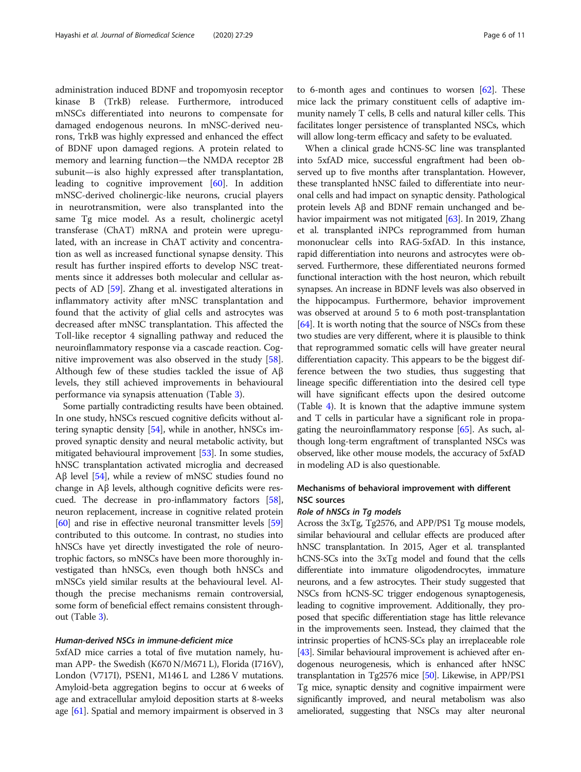administration induced BDNF and tropomyosin receptor kinase B (TrkB) release. Furthermore, introduced mNSCs differentiated into neurons to compensate for damaged endogenous neurons. In mNSC-derived neurons, TrkB was highly expressed and enhanced the effect of BDNF upon damaged regions. A protein related to memory and learning function—the NMDA receptor 2B subunit—is also highly expressed after transplantation, leading to cognitive improvement [60]. In addition mNSC-derived cholinergic-like neurons, crucial players in neurotransmition, were also transplanted into the same Tg mice model. As a result, cholinergic acetyl transferase (ChAT) mRNA and protein were upregulated, with an increase in ChAT activity and concentration as well as increased functional synapse density. This result has further inspired efforts to develop NSC treatments since it addresses both molecular and cellular aspects of AD [59]. Zhang et al. investigated alterations in inflammatory activity after mNSC transplantation and found that the activity of glial cells and astrocytes was decreased after mNSC transplantation. This affected the Toll-like receptor 4 signalling pathway and reduced the neuroinflammatory response via a cascade reaction. Cognitive improvement was also observed in the study [58]. Although few of these studies tackled the issue of Aβ levels, they still achieved improvements in behavioural performance via synapsis attenuation (Table 3).

Some partially contradicting results have been obtained. In one study, hNSCs rescued cognitive deficits without altering synaptic density [54], while in another, hNSCs improved synaptic density and neural metabolic activity, but mitigated behavioural improvement [53]. In some studies, hNSC transplantation activated microglia and decreased Aβ level [54], while a review of mNSC studies found no change in Aβ levels, although cognitive deficits were rescued. The decrease in pro-inflammatory factors [58], neuron replacement, increase in cognitive related protein [60] and rise in effective neuronal transmitter levels [59] contributed to this outcome. In contrast, no studies into hNSCs have yet directly investigated the role of neurotrophic factors, so mNSCs have been more thoroughly investigated than hNSCs, even though both hNSCs and mNSCs yield similar results at the behavioural level. Although the precise mechanisms remain controversial, some form of beneficial effect remains consistent throughout (Table 3).

#### *Human-derived NSCs in immune-deficient mice*

5xfAD mice carries a total of five mutation namely, human APP- the Swedish (K670 N/M671 L), Florida (I716V), London (V717I), PSEN1, M146 L and L286 V mutations. Amyloid-beta aggregation begins to occur at 6 weeks of age and extracellular amyloid deposition starts at 8-weeks age [61]. Spatial and memory impairment is observed in 3 to 6-month ages and continues to worsen [62]. These mice lack the primary constituent cells of adaptive immunity namely T cells, B cells and natural killer cells. This facilitates longer persistence of transplanted NSCs, which will allow long-term efficacy and safety to be evaluated.

When a clinical grade hCNS-SC line was transplanted into 5xfAD mice, successful engraftment had been observed up to five months after transplantation. However, these transplanted hNSC failed to differentiate into neuronal cells and had impact on synaptic density. Pathological protein levels Aβ and BDNF remain unchanged and behavior impairment was not mitigated [63]. In 2019, Zhang et al. transplanted iNPCs reprogrammed from human mononuclear cells into RAG-5xfAD. In this instance, rapid differentiation into neurons and astrocytes were observed. Furthermore, these differentiated neurons formed functional interaction with the host neuron, which rebuilt synapses. An increase in BDNF levels was also observed in the hippocampus. Furthermore, behavior improvement was observed at around 5 to 6 moth post-transplantation [64]. It is worth noting that the source of NSCs from these two studies are very different, where it is plausible to think that reprogrammed somatic cells will have greater neural differentiation capacity. This appears to be the biggest difference between the two studies, thus suggesting that lineage specific differentiation into the desired cell type will have significant effects upon the desired outcome (Table 4). It is known that the adaptive immune system and T cells in particular have a significant role in propagating the neuroinflammatory response [65]. As such, although long-term engraftment of transplanted NSCs was observed, like other mouse models, the accuracy of 5xfAD in modeling AD is also questionable.

### Mechanisms of behavioral improvement with different NSC sources

#### *Role of hNSCs in Tg models*

Across the 3xTg, Tg2576, and APP/PS1 Tg mouse models, similar behavioural and cellular effects are produced after hNSC transplantation. In 2015, Ager et al. transplanted hCNS-SCs into the 3xTg model and found that the cells differentiate into immature oligodendrocytes, immature neurons, and a few astrocytes. Their study suggested that NSCs from hCNS-SC trigger endogenous synaptogenesis, leading to cognitive improvement. Additionally, they proposed that specific differentiation stage has little relevance in the improvements seen. Instead, they claimed that the intrinsic properties of hCNS-SCs play an irreplaceable role [43]. Similar behavioural improvement is achieved after endogenous neurogenesis, which is enhanced after hNSC transplantation in Tg2576 mice [50]. Likewise, in APP/PS1 Tg mice, synaptic density and cognitive impairment were significantly improved, and neural metabolism was also ameliorated, suggesting that NSCs may alter neuronal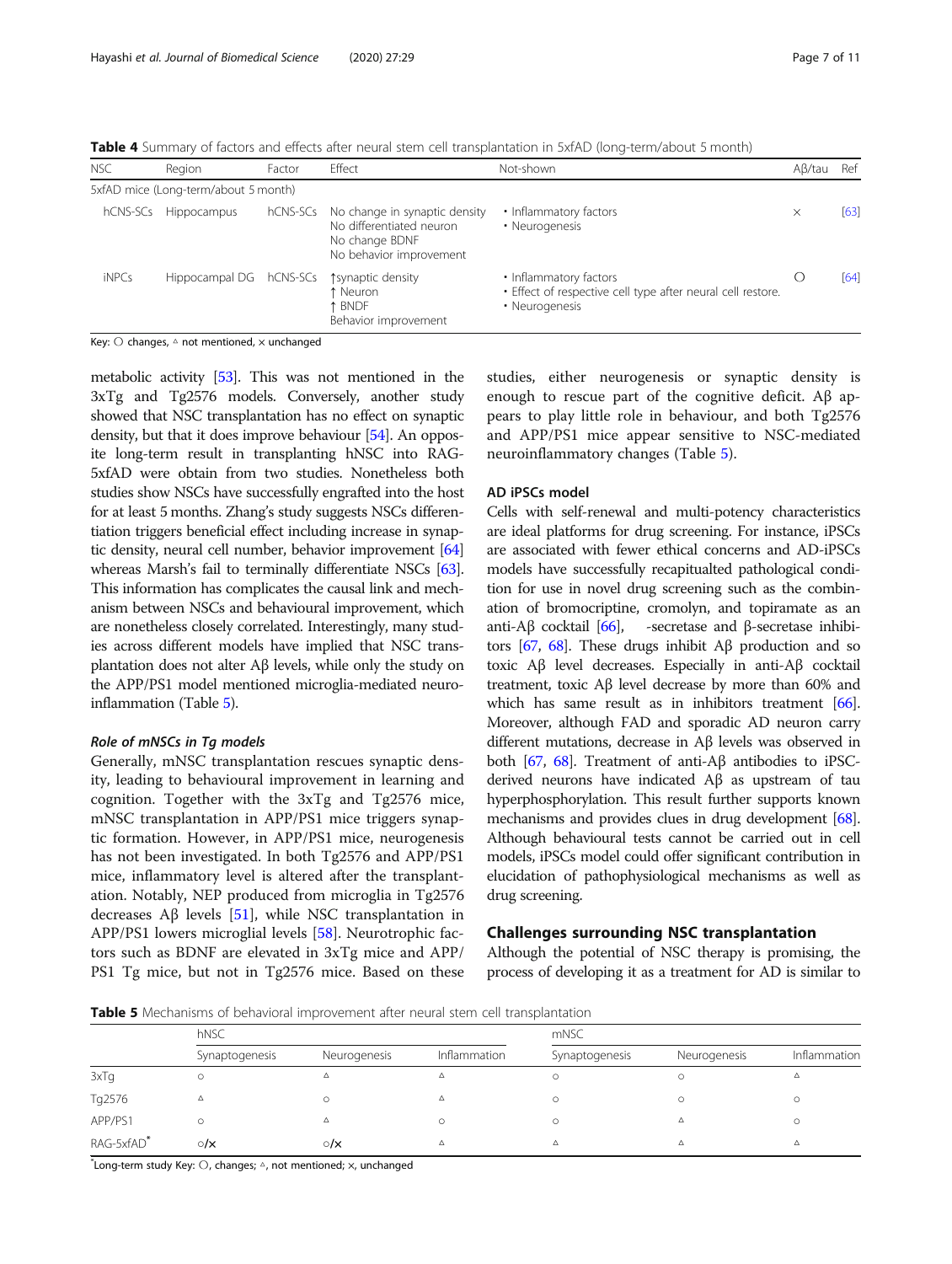**Table 4** Summary of factors and effects after neural stem cell transplantation in 5xfAD (long-term/about 5 month)

| NSC | Region | Factor | Effect | Not-shown | Aβ/tau | Ref |
|---|---|---|---|---|---|---|
| 5xfAD mice (Long-term/about 5 month) | | | | | | |
| hCNS-SCs | Hippocampus | hCNS-SCs | No change in synaptic density<br>No differentiated neuron<br>No change BDNF<br>No behavior improvement | • Inflammatory factors<br>• Neurogenesis | × | [63] |
| iNPCs | Hippocampal DG | hCNS-SCs | ↑synaptic density<br>↑ Neuron<br>↑ BDNF<br>Behavior improvement | • Inflammatory factors<br>• Effect of respective cell type after neural cell restore.<br>• Neurogenesis | ○ | [64] |

Key: ○ changes, ▵ not mentioned, × unchanged

metabolic activity [53]. This was not mentioned in the 3xTg and Tg2576 models. Conversely, another study showed that NSC transplantation has no effect on synaptic density, but that it does improve behaviour [54]. An opposite long-term result in transplanting hNSC into RAG-5xfAD were obtain from two studies. Nonetheless both studies show NSCs have successfully engrafted into the host for at least 5 months. Zhang's study suggests NSCs differentiation triggers beneficial effect including increase in synaptic density, neural cell number, behavior improvement [64] whereas Marsh's fail to terminally differentiate NSCs [63]. This information has complicates the causal link and mechanism between NSCs and behavioural improvement, which are nonetheless closely correlated. Interestingly, many studies across different models have implied that NSC transplantation does not alter Aβ levels, while only the study on the APP/PS1 model mentioned microglia-mediated neuroinflammation (Table 5).

#### *Role of mNSCs in Tg models*

Generally, mNSC transplantation rescues synaptic density, leading to behavioural improvement in learning and cognition. Together with the 3xTg and Tg2576 mice, mNSC transplantation in APP/PS1 mice triggers synaptic formation. However, in APP/PS1 mice, neurogenesis has not been investigated. In both Tg2576 and APP/PS1 mice, inflammatory level is altered after the transplantation. Notably, NEP produced from microglia in Tg2576 decreases Aβ levels [51], while NSC transplantation in APP/PS1 lowers microglial levels [58]. Neurotrophic factors such as BDNF are elevated in 3xTg mice and APP/PS1 Tg mice, but not in Tg2576 mice. Based on these studies, either neurogenesis or synaptic density is enough to rescue part of the cognitive deficit. Aβ appears to play little role in behaviour, and both Tg2576 and APP/PS1 mice appear sensitive to NSC-mediated neuroinflammatory changes (Table 5).

### AD iPSCs model

Cells with self-renewal and multi-potency characteristics are ideal platforms for drug screening. For instance, iPSCs are associated with fewer ethical concerns and AD-iPSCs models have successfully recapitualted pathological condition for use in novel drug screening such as the combination of bromocriptine, cromolyn, and topiramate as an anti-Aβ cocktail [66], -secretase and β-secretase inhibitors [67, 68]. These drugs inhibit Aβ production and so toxic Aβ level decreases. Especially in anti-Aβ cocktail treatment, toxic Aβ level decrease by more than 60% and which has same result as in inhibitors treatment [66]. Moreover, although FAD and sporadic AD neuron carry different mutations, decrease in Aβ levels was observed in both [67, 68]. Treatment of anti-Aβ antibodies to iPSC-derived neurons have indicated Aβ as upstream of tau hyperphosphorylation. This result further supports known mechanisms and provides clues in drug development [68]. Although behavioural tests cannot be carried out in cell models, iPSCs model could offer significant contribution in elucidation of pathophysiological mechanisms as well as drug screening.

## Challenges surrounding NSC transplantation

Although the potential of NSC therapy is promising, the process of developing it as a treatment for AD is similar to

**Table 5** Mechanisms of behavioral improvement after neural stem cell transplantation

| | hNSC | | | mNSC | | |
|---|---|---|---|---|---|---|
| | Synaptogenesis | Neurogenesis | Inflammation | Synaptogenesis | Neurogenesis | Inflammation |
| 3xTg | ○ | ▵ | ▵ | ○ | ○ | ▵ |
| Tg2576 | ▵ | ○ | ▵ | ○ | ○ | ○ |
| APP/PS1 | ○ | ▵ | ○ | ○ | ▵ | ○ |
| RAG-5xfAD* | ○/× | ○/× | ▵ | ▵ | ▵ | ▵ |

*Long-term study Key: ○, changes; ▵, not mentioned; ×, unchanged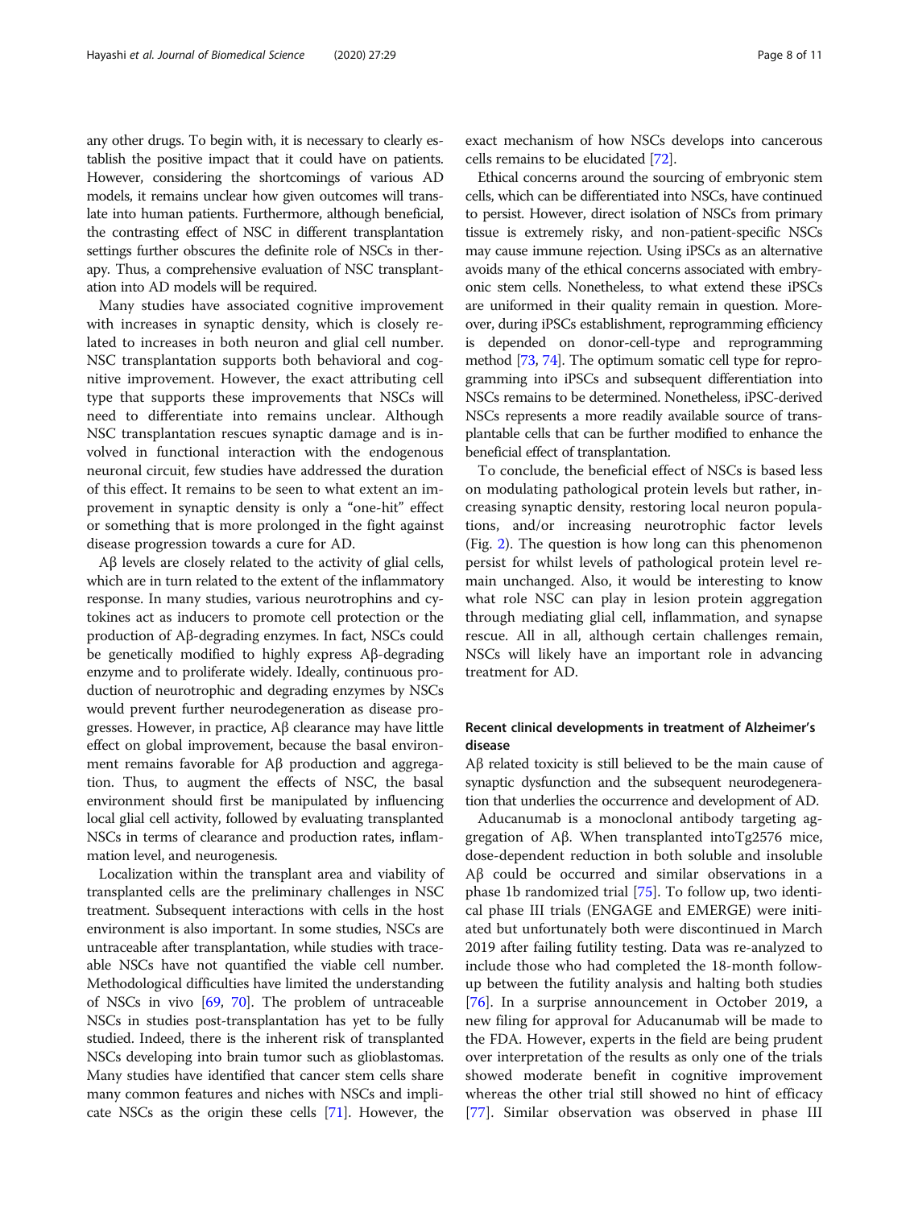any other drugs. To begin with, it is necessary to clearly establish the positive impact that it could have on patients. However, considering the shortcomings of various AD models, it remains unclear how given outcomes will translate into human patients. Furthermore, although beneficial, the contrasting effect of NSC in different transplantation settings further obscures the definite role of NSCs in therapy. Thus, a comprehensive evaluation of NSC transplantation into AD models will be required.

Many studies have associated cognitive improvement with increases in synaptic density, which is closely related to increases in both neuron and glial cell number. NSC transplantation supports both behavioral and cognitive improvement. However, the exact attributing cell type that supports these improvements that NSCs will need to differentiate into remains unclear. Although NSC transplantation rescues synaptic damage and is involved in functional interaction with the endogenous neuronal circuit, few studies have addressed the duration of this effect. It remains to be seen to what extent an improvement in synaptic density is only a "one-hit" effect or something that is more prolonged in the fight against disease progression towards a cure for AD.

Aβ levels are closely related to the activity of glial cells, which are in turn related to the extent of the inflammatory response. In many studies, various neurotrophins and cytokines act as inducers to promote cell protection or the production of Aβ-degrading enzymes. In fact, NSCs could be genetically modified to highly express Aβ-degrading enzyme and to proliferate widely. Ideally, continuous production of neurotrophic and degrading enzymes by NSCs would prevent further neurodegeneration as disease progresses. However, in practice, Aβ clearance may have little effect on global improvement, because the basal environment remains favorable for Aβ production and aggregation. Thus, to augment the effects of NSC, the basal environment should first be manipulated by influencing local glial cell activity, followed by evaluating transplanted NSCs in terms of clearance and production rates, inflammation level, and neurogenesis.

Localization within the transplant area and viability of transplanted cells are the preliminary challenges in NSC treatment. Subsequent interactions with cells in the host environment is also important. In some studies, NSCs are untraceable after transplantation, while studies with traceable NSCs have not quantified the viable cell number. Methodological difficulties have limited the understanding of NSCs in vivo [69, 70]. The problem of untraceable NSCs in studies post-transplantation has yet to be fully studied. Indeed, there is the inherent risk of transplanted NSCs developing into brain tumor such as glioblastomas. Many studies have identified that cancer stem cells share many common features and niches with NSCs and implicate NSCs as the origin these cells [71]. However, the exact mechanism of how NSCs develops into cancerous cells remains to be elucidated [72].

Ethical concerns around the sourcing of embryonic stem cells, which can be differentiated into NSCs, have continued to persist. However, direct isolation of NSCs from primary tissue is extremely risky, and non-patient-specific NSCs may cause immune rejection. Using iPSCs as an alternative avoids many of the ethical concerns associated with embryonic stem cells. Nonetheless, to what extend these iPSCs are uniformed in their quality remain in question. Moreover, during iPSCs establishment, reprogramming efficiency is depended on donor-cell-type and reprogramming method [73, 74]. The optimum somatic cell type for reprogramming into iPSCs and subsequent differentiation into NSCs remains to be determined. Nonetheless, iPSC-derived NSCs represents a more readily available source of transplantable cells that can be further modified to enhance the beneficial effect of transplantation.

To conclude, the beneficial effect of NSCs is based less on modulating pathological protein levels but rather, increasing synaptic density, restoring local neuron populations, and/or increasing neurotrophic factor levels (Fig. 2). The question is how long can this phenomenon persist for whilst levels of pathological protein level remain unchanged. Also, it would be interesting to know what role NSC can play in lesion protein aggregation through mediating glial cell, inflammation, and synapse rescue. All in all, although certain challenges remain, NSCs will likely have an important role in advancing treatment for AD.

## Recent clinical developments in treatment of Alzheimer's disease

Aβ related toxicity is still believed to be the main cause of synaptic dysfunction and the subsequent neurodegeneration that underlies the occurrence and development of AD.

Aducanumab is a monoclonal antibody targeting aggregation of Aβ. When transplanted intoTg2576 mice, dose-dependent reduction in both soluble and insoluble Aβ could be occurred and similar observations in a phase 1b randomized trial [75]. To follow up, two identical phase III trials (ENGAGE and EMERGE) were initiated but unfortunately both were discontinued in March 2019 after failing futility testing. Data was re-analyzed to include those who had completed the 18-month follow-up between the futility analysis and halting both studies [76]. In a surprise announcement in October 2019, a new filing for approval for Aducanumab will be made to the FDA. However, experts in the field are being prudent over interpretation of the results as only one of the trials showed moderate benefit in cognitive improvement whereas the other trial still showed no hint of efficacy [77]. Similar observation was observed in phase III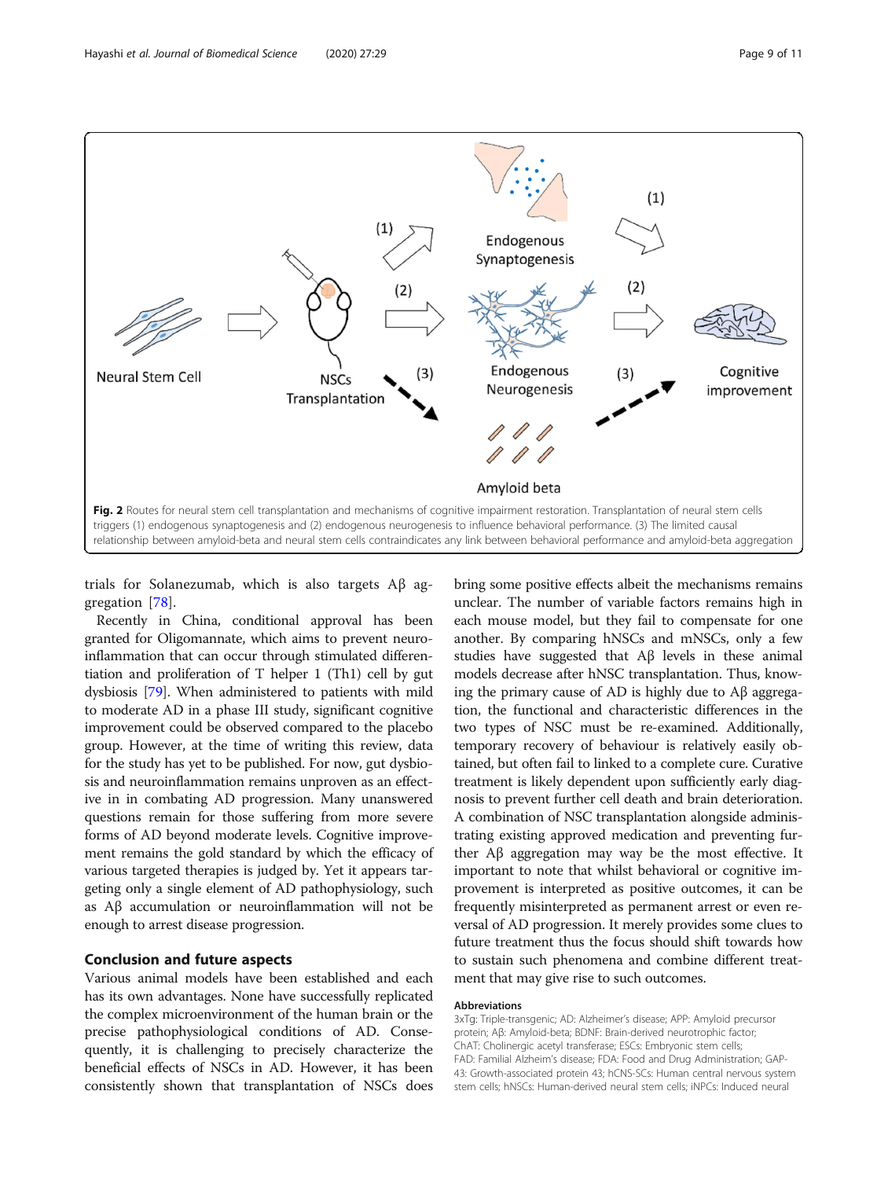Fig. 2 Routes for neural stem cell transplantation and mechanisms of cognitive impairment restoration. Transplantation of neural stem cells triggers (1) endogenous synaptogenesis and (2) endogenous neurogenesis to influence behavioral performance. (3) The limited causal relationship between amyloid-beta and neural stem cells contraindicates any link between behavioral performance and amyloid-beta aggregation

trials for Solanezumab, which is also targets Aβ aggregation [78].

Recently in China, conditional approval has been granted for Oligomannate, which aims to prevent neuroinflammation that can occur through stimulated differentiation and proliferation of T helper 1 (Th1) cell by gut dysbiosis [79]. When administered to patients with mild to moderate AD in a phase III study, significant cognitive improvement could be observed compared to the placebo group. However, at the time of writing this review, data for the study has yet to be published. For now, gut dysbiosis and neuroinflammation remains unproven as an effective in in combating AD progression. Many unanswered questions remain for those suffering from more severe forms of AD beyond moderate levels. Cognitive improvement remains the gold standard by which the efficacy of various targeted therapies is judged by. Yet it appears targeting only a single element of AD pathophysiology, such as Aβ accumulation or neuroinflammation will not be enough to arrest disease progression.

## Conclusion and future aspects

Various animal models have been established and each has its own advantages. None have successfully replicated the complex microenvironment of the human brain or the precise pathophysiological conditions of AD. Consequently, it is challenging to precisely characterize the beneficial effects of NSCs in AD. However, it has been consistently shown that transplantation of NSCs does bring some positive effects albeit the mechanisms remains unclear. The number of variable factors remains high in each mouse model, but they fail to compensate for one another. By comparing hNSCs and mNSCs, only a few studies have suggested that Aβ levels in these animal models decrease after hNSC transplantation. Thus, knowing the primary cause of AD is highly due to Aβ aggregation, the functional and characteristic differences in the two types of NSC must be re-examined. Additionally, temporary recovery of behaviour is relatively easily obtained, but often fail to linked to a complete cure. Curative treatment is likely dependent upon sufficiently early diagnosis to prevent further cell death and brain deterioration. A combination of NSC transplantation alongside administrating existing approved medication and preventing further Aβ aggregation may way be the most effective. It important to note that whilst behavioral or cognitive improvement is interpreted as positive outcomes, it can be frequently misinterpreted as permanent arrest or even reversal of AD progression. It merely provides some clues to future treatment thus the focus should shift towards how to sustain such phenomena and combine different treatment that may give rise to such outcomes.

#### Abbreviations

3xTg: Triple-transgenic; AD: Alzheimer's disease; APP: Amyloid precursor protein; Aβ: Amyloid-beta; BDNF: Brain-derived neurotrophic factor; ChAT: Cholinergic acetyl transferase; ESCs: Embryonic stem cells; FAD: Familial Alzheim's disease; FDA: Food and Drug Administration; GAP-43: Growth-associated protein 43; hCNS-SCs: Human central nervous system stem cells; hNSCs: Human-derived neural stem cells; iNPCs: Induced neural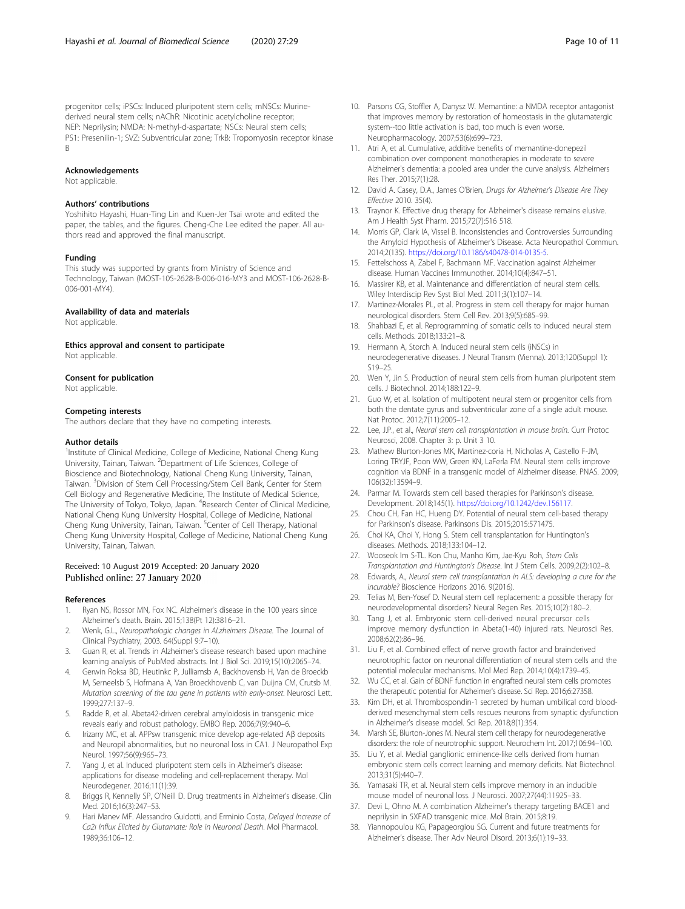progenitor cells; iPSCs: Induced pluripotent stem cells; mNSCs: Murine-derived neural stem cells; nAChR: Nicotinic acetylcholine receptor; NEP: Neprilysin; NMDA: N-methyl-d-aspartate; NSCs: Neural stem cells; PS1: Presenilin-1; SVZ: Subventricular zone; TrkB: Tropomyosin receptor kinase B

## Acknowledgements

Not applicable.

## Authors' contributions

Yoshihito Hayashi, Huan-Ting Lin and Kuen-Jer Tsai wrote and edited the paper, the tables, and the figures. Cheng-Che Lee edited the paper. All authors read and approved the final manuscript.

## Funding

This study was supported by grants from Ministry of Science and Technology, Taiwan (MOST-105-2628-B-006-016-MY3 and MOST-106-2628-B-006-001-MY4).

## Availability of data and materials

Not applicable.

## Ethics approval and consent to participate

Not applicable.

## Consent for publication

Not applicable.

## Competing interests

The authors declare that they have no competing interests.

## Author details

[1]Institute of Clinical Medicine, College of Medicine, National Cheng Kung University, Tainan, Taiwan. [2]Department of Life Sciences, College of Bioscience and Biotechnology, National Cheng Kung University, Tainan, Taiwan. [3]Division of Stem Cell Processing/Stem Cell Bank, Center for Stem Cell Biology and Regenerative Medicine, The Institute of Medical Science, The University of Tokyo, Tokyo, Japan. [4]Research Center of Clinical Medicine, National Cheng Kung University Hospital, College of Medicine, National Cheng Kung University, Tainan, Taiwan. [5]Center of Cell Therapy, National Cheng Kung University Hospital, College of Medicine, National Cheng Kung University, Tainan, Taiwan.

Received: 10 August 2019 Accepted: 20 January 2020
Published online: 27 January 2020

## References

1. Ryan NS, Rossor MN, Fox NC. Alzheimer's disease in the 100 years since Alzheimer's death. Brain. 2015;138(Pt 12):3816–21.
2. Wenk, G.L., *Neuropathologic changes in ALzheimers Disease.* The Journal of Clinical Psychiatry, 2003. 64(Suppl 9:7–10).
3. Guan R, et al. Trends in Alzheimer's disease research based upon machine learning analysis of PubMed abstracts. Int J Biol Sci. 2019;15(10):2065–74.
4. Gerwin Roksa BD, Heutinkc P, Julliamsb A, Backhovensb H, Van de Broeckb M, Serneelsb S, Hofmana A, Van Broeckhovenb C, van Duijna CM, Crutsb M. *Mutation screening of the tau gene in patients with early-onset*. Neurosci Lett. 1999;277:137–9.
5. Radde R, et al. Abeta42-driven cerebral amyloidosis in transgenic mice reveals early and robust pathology. EMBO Rep. 2006;7(9):940–6.
6. Irizarry MC, et al. APPsw transgenic mice develop age-related Aβ deposits and Neuropil abnormalities, but no neuronal loss in CA1. J Neuropathol Exp Neurol. 1997;56(9):965–73.
7. Yang J, et al. Induced pluripotent stem cells in Alzheimer's disease: applications for disease modeling and cell-replacement therapy. Mol Neurodegener. 2016;11(1):39.
8. Briggs R, Kennelly SP, O'Neill D. Drug treatments in Alzheimer's disease. Clin Med. 2016;16(3):247–53.
9. Hari Manev MF. Alessandro Guidotti, and Erminio Costa, *Delayed Increase of Ca2i Influx Elicited by Glutamate: Role in Neuronal Death*. Mol Pharmacol. 1989;36:106–12.
10. Parsons CG, Stoffler A, Danysz W. Memantine: a NMDA receptor antagonist that improves memory by restoration of homeostasis in the glutamatergic system--too little activation is bad, too much is even worse. Neuropharmacology. 2007;53(6):699–723.
11. Atri A, et al. Cumulative, additive benefits of memantine-donepezil combination over component monotherapies in moderate to severe Alzheimer's dementia: a pooled area under the curve analysis. Alzheimers Res Ther. 2015;7(1):28.
12. David A. Casey, D.A., James O'Brien, *Drugs for Alzheimer's Disease Are They Effective* 2010. 35(4).
13. Traynor K. Effective drug therapy for Alzheimer's disease remains elusive. Am J Health Syst Pharm. 2015;72(7):516 518.
14. Morris GP, Clark IA, Vissel B. Inconsistencies and Controversies Surrounding the Amyloid Hypothesis of Alzheimer's Disease. Acta Neuropathol Commun. 2014;2(135). https://doi.org/10.1186/s40478-014-0135-5.
15. Fettelschoss A, Zabel F, Bachmann MF. Vaccination against Alzheimer disease. Human Vaccines Immunother. 2014;10(4):847–51.
16. Massirer KB, et al. Maintenance and differentiation of neural stem cells. Wiley Interdiscip Rev Syst Biol Med. 2011;3(1):107–14.
17. Martinez-Morales PL, et al. Progress in stem cell therapy for major human neurological disorders. Stem Cell Rev. 2013;9(5):685–99.
18. Shahbazi E, et al. Reprogramming of somatic cells to induced neural stem cells. Methods. 2018;133:21–8.
19. Hermann A, Storch A. Induced neural stem cells (iNSCs) in neurodegenerative diseases. J Neural Transm (Vienna). 2013;120(Suppl 1): S19–25.
20. Wen Y, Jin S. Production of neural stem cells from human pluripotent stem cells. J Biotechnol. 2014;188:122–9.
21. Guo W, et al. Isolation of multipotent neural stem or progenitor cells from both the dentate gyrus and subventricular zone of a single adult mouse. Nat Protoc. 2012;7(11):2005–12.
22. Lee, J.P., et al., *Neural stem cell transplantation in mouse brain*. Curr Protoc Neurosci, 2008. Chapter 3: p. Unit 3 10.
23. Mathew Blurton-Jones MK, Martinez-coria H, Nicholas A, Castello F-JM, Loring TRYJF, Poon WW, Green KN, LaFerla FM. Neural stem cells improve cognition via BDNF in a transgenic model of Alzheimer disease. PNAS. 2009; 106(32):13594–9.
24. Parmar M. Towards stem cell based therapies for Parkinson's disease. Development. 2018;145(1). https://doi.org/10.1242/dev.156117.
25. Chou CH, Fan HC, Hueng DY. Potential of neural stem cell-based therapy for Parkinson's disease. Parkinsons Dis. 2015;2015:571475.
26. Choi KA, Choi Y, Hong S. Stem cell transplantation for Huntington's diseases. Methods. 2018;133:104–12.
27. Wooseok Im S-TL. Kon Chu, Manho Kim, Jae-Kyu Roh, *Stem Cells Transplantation and Huntington's Disease*. Int J Stem Cells. 2009;2(2):102–8.
28. Edwards, A., *Neural stem cell transplantation in ALS: developing a cure for the incurable?* Bioscience Horizons 2016. 9(2016).
29. Telias M, Ben-Yosef D. Neural stem cell replacement: a possible therapy for neurodevelopmental disorders? Neural Regen Res. 2015;10(2):180–2.
30. Tang J, et al. Embryonic stem cell-derived neural precursor cells improve memory dysfunction in Abeta(1-40) injured rats. Neurosci Res. 2008;62(2):86–96.
31. Liu F, et al. Combined effect of nerve growth factor and brainderived neurotrophic factor on neuronal differentiation of neural stem cells and the potential molecular mechanisms. Mol Med Rep. 2014;10(4):1739–45.
32. Wu CC, et al. Gain of BDNF function in engrafted neural stem cells promotes the therapeutic potential for Alzheimer's disease. Sci Rep. 2016;6:27358.
33. Kim DH, et al. Thrombospondin-1 secreted by human umbilical cord blood-derived mesenchymal stem cells rescues neurons from synaptic dysfunction in Alzheimer's disease model. Sci Rep. 2018;8(1):354.
34. Marsh SE, Blurton-Jones M. Neural stem cell therapy for neurodegenerative disorders: the role of neurotrophic support. Neurochem Int. 2017;106:94–100.
35. Liu Y, et al. Medial ganglionic eminence-like cells derived from human embryonic stem cells correct learning and memory deficits. Nat Biotechnol. 2013;31(5):440–7.
36. Yamasaki TR, et al. Neural stem cells improve memory in an inducible mouse model of neuronal loss. J Neurosci. 2007;27(44):11925–33.
37. Devi L, Ohno M. A combination Alzheimer's therapy targeting BACE1 and neprilysin in 5XFAD transgenic mice. Mol Brain. 2015;8:19.
38. Yiannopoulou KG, Papageorgiou SG. Current and future treatments for Alzheimer's disease. Ther Adv Neurol Disord. 2013;6(1):19–33.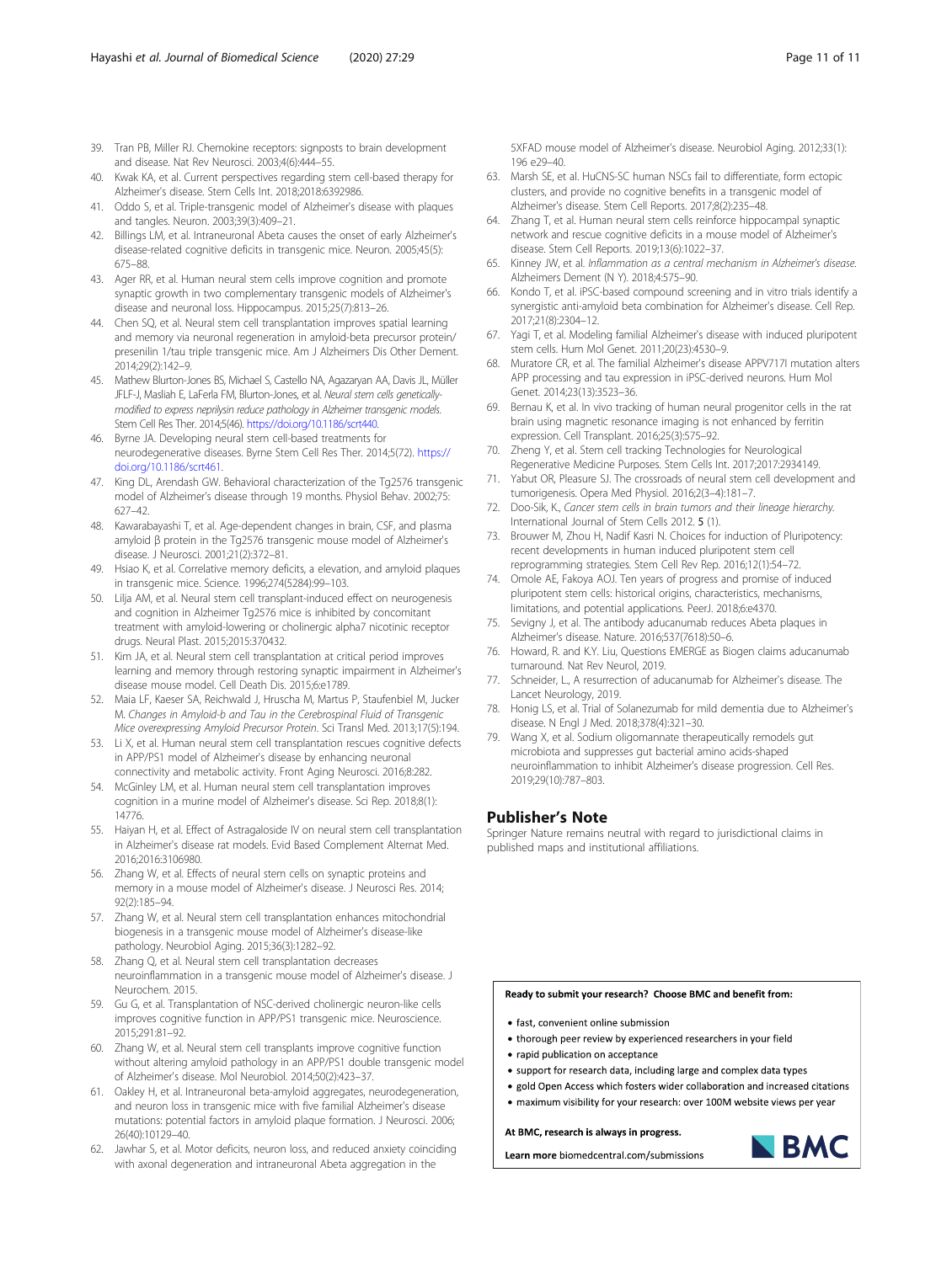39. Tran PB, Miller RJ. Chemokine receptors: signposts to brain development and disease. Nat Rev Neurosci. 2003;4(6):444–55.
40. Kwak KA, et al. Current perspectives regarding stem cell-based therapy for Alzheimer's disease. Stem Cells Int. 2018;2018:6392986.
41. Oddo S, et al. Triple-transgenic model of Alzheimer's disease with plaques and tangles. Neuron. 2003;39(3):409–21.
42. Billings LM, et al. Intraneuronal Abeta causes the onset of early Alzheimer's disease-related cognitive deficits in transgenic mice. Neuron. 2005;45(5): 675–88.
43. Ager RR, et al. Human neural stem cells improve cognition and promote synaptic growth in two complementary transgenic models of Alzheimer's disease and neuronal loss. Hippocampus. 2015;25(7):813–26.
44. Chen SQ, et al. Neural stem cell transplantation improves spatial learning and memory via neuronal regeneration in amyloid-beta precursor protein/ presenilin 1/tau triple transgenic mice. Am J Alzheimers Dis Other Dement. 2014;29(2):142–9.
45. Mathew Blurton-Jones BS, Michael S, Castello NA, Agazaryan AA, Davis JL, Müller JFLF-J, Masliah E, LaFerla FM, Blurton-Jones, et al. *Neural stem cells genetically-modified to express neprilysin reduce pathology in Alzheimer transgenic models.* Stem Cell Res Ther. 2014;5(46). https://doi.org/10.1186/scrt440.
46. Byrne JA. Developing neural stem cell-based treatments for neurodegenerative diseases. Byrne Stem Cell Res Ther. 2014;5(72). https://doi.org/10.1186/scrt461.
47. King DL, Arendash GW. Behavioral characterization of the Tg2576 transgenic model of Alzheimer's disease through 19 months. Physiol Behav. 2002;75: 627–42.
48. Kawarabayashi T, et al. Age-dependent changes in brain, CSF, and plasma amyloid β protein in the Tg2576 transgenic mouse model of Alzheimer's disease. J Neurosci. 2001;21(2):372–81.
49. Hsiao K, et al. Correlative memory deficits, a elevation, and amyloid plaques in transgenic mice. Science. 1996;274(5284):99–103.
50. Lilja AM, et al. Neural stem cell transplant-induced effect on neurogenesis and cognition in Alzheimer Tg2576 mice is inhibited by concomitant treatment with amyloid-lowering or cholinergic alpha7 nicotinic receptor drugs. Neural Plast. 2015;2015:370432.
51. Kim JA, et al. Neural stem cell transplantation at critical period improves learning and memory through restoring synaptic impairment in Alzheimer's disease mouse model. Cell Death Dis. 2015;6:e1789.
52. Maia LF, Kaeser SA, Reichwald J, Hruscha M, Martus P, Staufenbiel M, Jucker M. *Changes in Amyloid-b and Tau in the Cerebrospinal Fluid of Transgenic Mice overexpressing Amyloid Precursor Protein.* Sci Transl Med. 2013;17(5):194.
53. Li X, et al. Human neural stem cell transplantation rescues cognitive defects in APP/PS1 model of Alzheimer's disease by enhancing neuronal connectivity and metabolic activity. Front Aging Neurosci. 2016;8:282.
54. McGinley LM, et al. Human neural stem cell transplantation improves cognition in a murine model of Alzheimer's disease. Sci Rep. 2018;8(1): 14776.
55. Haiyan H, et al. Effect of Astragaloside IV on neural stem cell transplantation in Alzheimer's disease rat models. Evid Based Complement Alternat Med. 2016;2016:3106980.
56. Zhang W, et al. Effects of neural stem cells on synaptic proteins and memory in a mouse model of Alzheimer's disease. J Neurosci Res. 2014; 92(2):185–94.
57. Zhang W, et al. Neural stem cell transplantation enhances mitochondrial biogenesis in a transgenic mouse model of Alzheimer's disease-like pathology. Neurobiol Aging. 2015;36(3):1282–92.
58. Zhang Q, et al. Neural stem cell transplantation decreases neuroinflammation in a transgenic mouse model of Alzheimer's disease. J Neurochem. 2015.
59. Gu G, et al. Transplantation of NSC-derived cholinergic neuron-like cells improves cognitive function in APP/PS1 transgenic mice. Neuroscience. 2015;291:81–92.
60. Zhang W, et al. Neural stem cell transplants improve cognitive function without altering amyloid pathology in an APP/PS1 double transgenic model of Alzheimer's disease. Mol Neurobiol. 2014;50(2):423–37.
61. Oakley H, et al. Intraneuronal beta-amyloid aggregates, neurodegeneration, and neuron loss in transgenic mice with five familial Alzheimer's disease mutations: potential factors in amyloid plaque formation. J Neurosci. 2006; 26(40):10129–40.
62. Jawhar S, et al. Motor deficits, neuron loss, and reduced anxiety coinciding with axonal degeneration and intraneuronal Abeta aggregation in the 5XFAD mouse model of Alzheimer's disease. Neurobiol Aging. 2012;33(1): 196 e29–40.
63. Marsh SE, et al. HuCNS-SC human NSCs fail to differentiate, form ectopic clusters, and provide no cognitive benefits in a transgenic model of Alzheimer's disease. Stem Cell Reports. 2017;8(2):235–48.
64. Zhang T, et al. Human neural stem cells reinforce hippocampal synaptic network and rescue cognitive deficits in a mouse model of Alzheimer's disease. Stem Cell Reports. 2019;13(6):1022–37.
65. Kinney JW, et al. *Inflammation as a central mechanism in Alzheimer's disease.* Alzheimers Dement (N Y). 2018;4:575–90.
66. Kondo T, et al. iPSC-based compound screening and in vitro trials identify a synergistic anti-amyloid beta combination for Alzheimer's disease. Cell Rep. 2017;21(8):2304–12.
67. Yagi T, et al. Modeling familial Alzheimer's disease with induced pluripotent stem cells. Hum Mol Genet. 2011;20(23):4530–9.
68. Muratore CR, et al. The familial Alzheimer's disease APPV717I mutation alters APP processing and tau expression in iPSC-derived neurons. Hum Mol Genet. 2014;23(13):3523–36.
69. Bernau K, et al. In vivo tracking of human neural progenitor cells in the rat brain using magnetic resonance imaging is not enhanced by ferritin expression. Cell Transplant. 2016;25(3):575–92.
70. Zheng Y, et al. Stem cell tracking Technologies for Neurological Regenerative Medicine Purposes. Stem Cells Int. 2017;2017:2934149.
71. Yabut OR, Pleasure SJ. The crossroads of neural stem cell development and tumorigenesis. Opera Med Physiol. 2016;2(3–4):181–7.
72. Doo-Sik, K., *Cancer stem cells in brain tumors and their lineage hierarchy.* International Journal of Stem Cells 2012. **5** (1).
73. Brouwer M, Zhou H, Nadif Kasri N. Choices for induction of Pluripotency: recent developments in human induced pluripotent stem cell reprogramming strategies. Stem Cell Rev Rep. 2016;12(1):54–72.
74. Omole AE, Fakoya AOJ. Ten years of progress and promise of induced pluripotent stem cells: historical origins, characteristics, mechanisms, limitations, and potential applications. PeerJ. 2018;6:e4370.
75. Sevigny J, et al. The antibody aducanumab reduces Abeta plaques in Alzheimer's disease. Nature. 2016;537(7618):50–6.
76. Howard, R. and K.Y. Liu, Questions EMERGE as Biogen claims aducanumab turnaround. Nat Rev Neurol, 2019.
77. Schneider, L., A resurrection of aducanumab for Alzheimer's disease. The Lancet Neurology, 2019.
78. Honig LS, et al. Trial of Solanezumab for mild dementia due to Alzheimer's disease. N Engl J Med. 2018;378(4):321–30.
79. Wang X, et al. Sodium oligomannate therapeutically remodels gut microbiota and suppresses gut bacterial amino acids-shaped neuroinflammation to inhibit Alzheimer's disease progression. Cell Res. 2019;29(10):787–803.

## Publisher's Note

Springer Nature remains neutral with regard to jurisdictional claims in published maps and institutional affiliations.

**Ready to submit your research? Choose BMC and benefit from:**

- fast, convenient online submission
- thorough peer review by experienced researchers in your field
- rapid publication on acceptance
- support for research data, including large and complex data types
- gold Open Access which fosters wider collaboration and increased citations
- maximum visibility for your research: over 100M website views per year

**At BMC, research is always in progress.**

**Learn more** biomedcentral.com/submissions

BMC